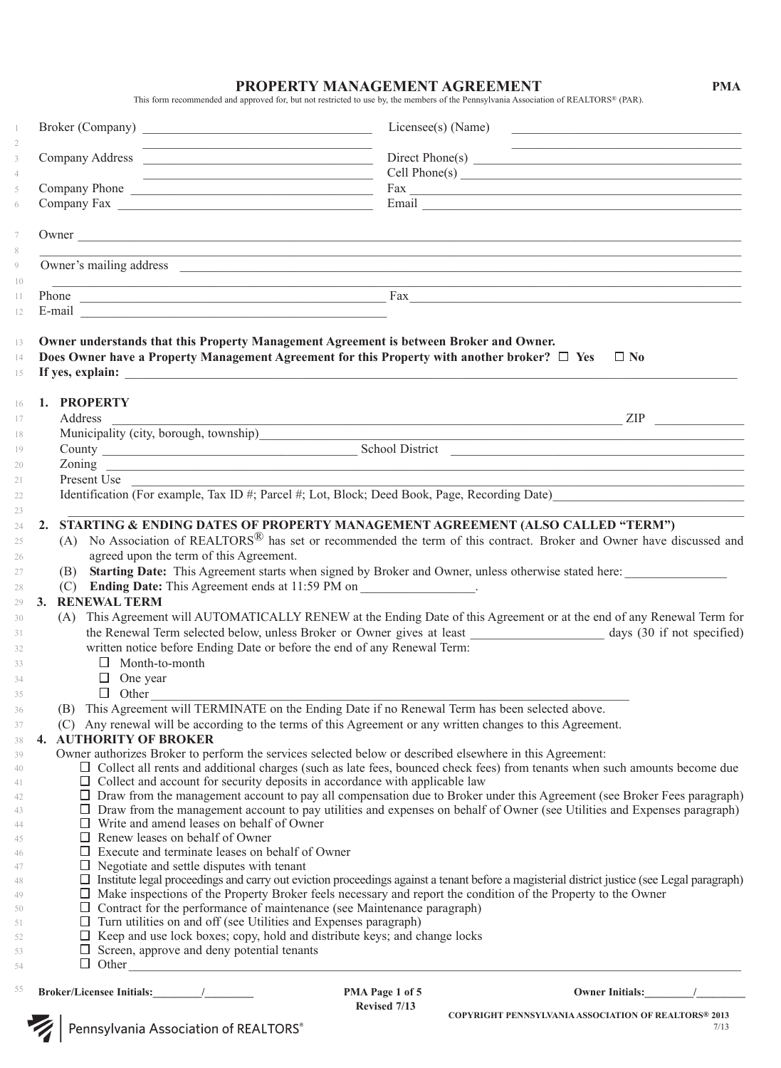# PROPERTY MANAGEMENT AGREEMENT

**PMA**

This form recommended and approved for, but not restricted to use by, the members of the Pennsylvania Association of REALTORS® (PAR).

Broker (Company) ______________________________ Licensee(s) (Name) ______________________________

Company Address ______________________________ Direct Phone(s) ______________________________

Cell Phone(s) ______________________________

Company Phone ______________________________ Fax ______________________________

Company Fax ______________________________ Email ______________________________

Owner ____________________________________________________________

Owner's mailing address ____________________________________________________________

Phone ______________________________ Fax ______________________________

E-mail ______________________________

**Owner understands that this Property Management Agreement is between Broker and Owner.**

**Does Owner have a Property Management Agreement for this Property with another broker?** ☐ **Yes** ☐ **No**

**If yes, explain:** ____________________________________________________________

## 1. PROPERTY

Address ____________________________________________________________ ZIP ______________

Municipality (city, borough, township) ____________________________________________________________

County ______________________________ School District ______________________________

Zoning ____________________________________________________________

Present Use ____________________________________________________________

Identification (For example, Tax ID #; Parcel #; Lot, Block; Deed Book, Page, Recording Date) ______________________________

## 2. STARTING & ENDING DATES OF PROPERTY MANAGEMENT AGREEMENT (ALSO CALLED "TERM")

(A) No Association of REALTORS® has set or recommended the term of this contract. Broker and Owner have discussed and agreed upon the term of this Agreement.

(B) **Starting Date:** This Agreement starts when signed by Broker and Owner, unless otherwise stated here: ________________

(C) **Ending Date:** This Agreement ends at 11:59 PM on _________________.

## 3. RENEWAL TERM

(A) This Agreement will AUTOMATICALLY RENEW at the Ending Date of this Agreement or at the end of any Renewal Term for the Renewal Term selected below, unless Broker or Owner gives at least ____________________ days (30 if not specified) written notice before Ending Date or before the end of any Renewal Term:

- ☐ Month-to-month
- ☐ One year
- ☐ Other ______________________________

(B) This Agreement will TERMINATE on the Ending Date if no Renewal Term has been selected above.

(C) Any renewal will be according to the terms of this Agreement or any written changes to this Agreement.

## 4. AUTHORITY OF BROKER

Owner authorizes Broker to perform the services selected below or described elsewhere in this Agreement:

- ☐ Collect all rents and additional charges (such as late fees, bounced check fees) from tenants when such amounts become due
- ☐ Collect and account for security deposits in accordance with applicable law
- ☐ Draw from the management account to pay all compensation due to Broker under this Agreement (see Broker Fees paragraph)
- ☐ Draw from the management account to pay utilities and expenses on behalf of Owner (see Utilities and Expenses paragraph)
- ☐ Write and amend leases on behalf of Owner
- ☐ Renew leases on behalf of Owner
- ☐ Execute and terminate leases on behalf of Owner
- ☐ Negotiate and settle disputes with tenant
- ☐ Institute legal proceedings and carry out eviction proceedings against a tenant before a magisterial district justice (see Legal paragraph)
- ☐ Make inspections of the Property Broker feels necessary and report the condition of the Property to the Owner
- ☐ Contract for the performance of maintenance (see Maintenance paragraph)
- ☐ Turn utilities on and off (see Utilities and Expenses paragraph)
- ☐ Keep and use lock boxes; copy, hold and distribute keys; and change locks
- ☐ Screen, approve and deny potential tenants
- ☐ Other ____________________________________________________________

**Broker/Licensee Initials:**________/________ **Owner Initials:**________/________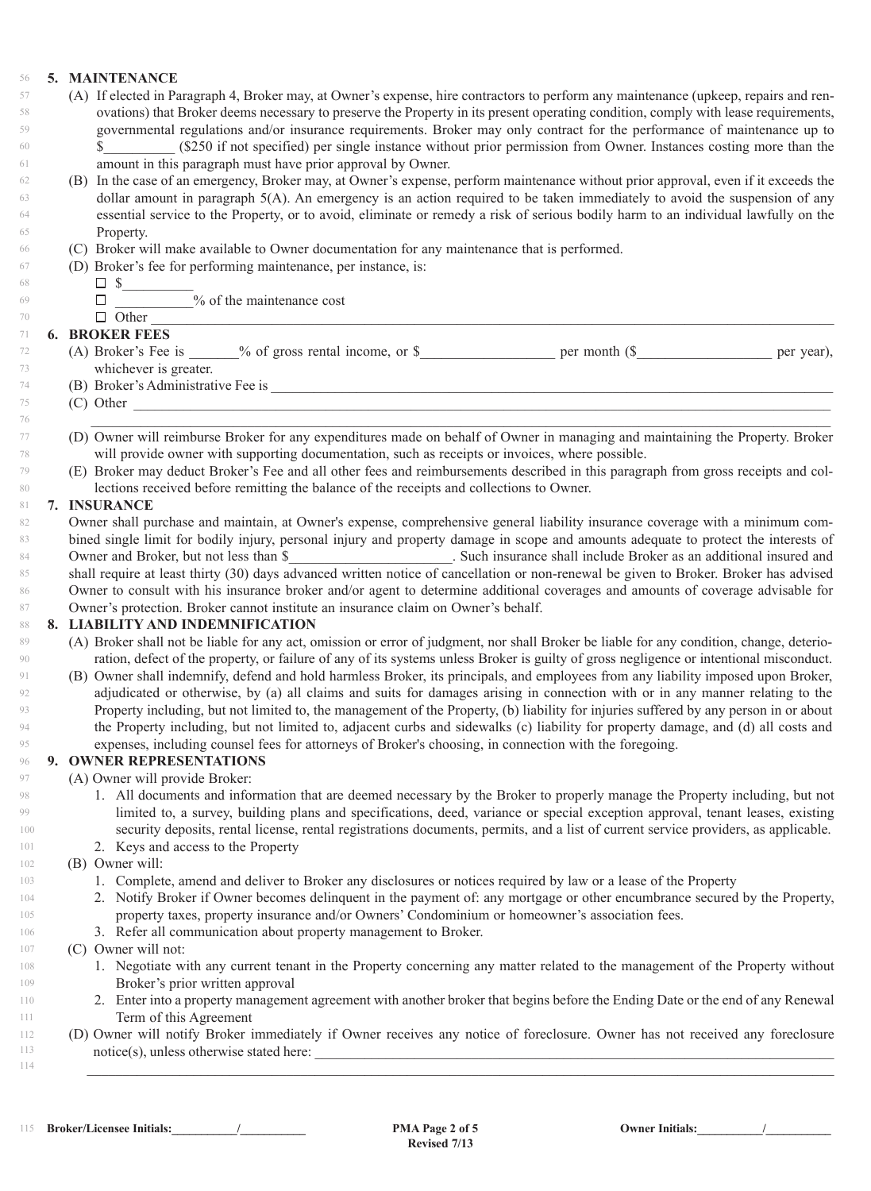**5. MAINTENANCE**

(A) If elected in Paragraph 4, Broker may, at Owner's expense, hire contractors to perform any maintenance (upkeep, repairs and renovations) that Broker deems necessary to preserve the Property in its present operating condition, comply with lease requirements, governmental regulations and/or insurance requirements. Broker may only contract for the performance of maintenance up to $__________ ($250 if not specified) per single instance without prior permission from Owner. Instances costing more than the amount in this paragraph must have prior approval by Owner.

(B) In the case of an emergency, Broker may, at Owner's expense, perform maintenance without prior approval, even if it exceeds the dollar amount in paragraph 5(A). An emergency is an action required to be taken immediately to avoid the suspension of any essential service to the Property, or to avoid, eliminate or remedy a risk of serious bodily harm to an individual lawfully on the Property.

(C) Broker will make available to Owner documentation for any maintenance that is performed.

(D) Broker's fee for performing maintenance, per instance, is:

- ☐ $__________
- ☐ __________% of the maintenance cost
- ☐ Other ______________________________________________________________

**6. BROKER FEES**

(A) Broker's Fee is _______% of gross rental income, or $___________________ per month ($___________________ per year), whichever is greater.

(B) Broker's Administrative Fee is ______________________________________________________________

(C) Other ______________________________________________________________

______________________________________________________________

(D) Owner will reimburse Broker for any expenditures made on behalf of Owner in managing and maintaining the Property. Broker will provide owner with supporting documentation, such as receipts or invoices, where possible.

(E) Broker may deduct Broker's Fee and all other fees and reimbursements described in this paragraph from gross receipts and collections received before remitting the balance of the receipts and collections to Owner.

**7. INSURANCE**

Owner shall purchase and maintain, at Owner's expense, comprehensive general liability insurance coverage with a minimum combined single limit for bodily injury, personal injury and property damage in scope and amounts adequate to protect the interests of Owner and Broker, but not less than $_______________________. Such insurance shall include Broker as an additional insured and shall require at least thirty (30) days advanced written notice of cancellation or non-renewal be given to Broker. Broker has advised Owner to consult with his insurance broker and/or agent to determine additional coverages and amounts of coverage advisable for Owner's protection. Broker cannot institute an insurance claim on Owner's behalf.

**8. LIABILITY AND INDEMNIFICATION**

(A) Broker shall not be liable for any act, omission or error of judgment, nor shall Broker be liable for any condition, change, deterioration, defect of the property, or failure of any of its systems unless Broker is guilty of gross negligence or intentional misconduct.

(B) Owner shall indemnify, defend and hold harmless Broker, its principals, and employees from any liability imposed upon Broker, adjudicated or otherwise, by (a) all claims and suits for damages arising in connection with or in any manner relating to the Property including, but not limited to, the management of the Property, (b) liability for injuries suffered by any person in or about the Property including, but not limited to, adjacent curbs and sidewalks (c) liability for property damage, and (d) all costs and expenses, including counsel fees for attorneys of Broker's choosing, in connection with the foregoing.

**9. OWNER REPRESENTATIONS**

(A) Owner will provide Broker:

1. All documents and information that are deemed necessary by the Broker to properly manage the Property including, but not limited to, a survey, building plans and specifications, deed, variance or special exception approval, tenant leases, existing security deposits, rental license, rental registrations documents, permits, and a list of current service providers, as applicable.
2. Keys and access to the Property

(B) Owner will:

1. Complete, amend and deliver to Broker any disclosures or notices required by law or a lease of the Property
2. Notify Broker if Owner becomes delinquent in the payment of: any mortgage or other encumbrance secured by the Property, property taxes, property insurance and/or Owners' Condominium or homeowner's association fees.
3. Refer all communication about property management to Broker.

(C) Owner will not:

1. Negotiate with any current tenant in the Property concerning any matter related to the management of the Property without Broker's prior written approval
2. Enter into a property management agreement with another broker that begins before the Ending Date or the end of any Renewal Term of this Agreement

(D) Owner will notify Broker immediately if Owner receives any notice of foreclosure. Owner has not received any foreclosure notice(s), unless otherwise stated here: ______________________________________________________________

______________________________________________________________

**Broker/Licensee Initials:**__________/__________ **Owner Initials:**__________/__________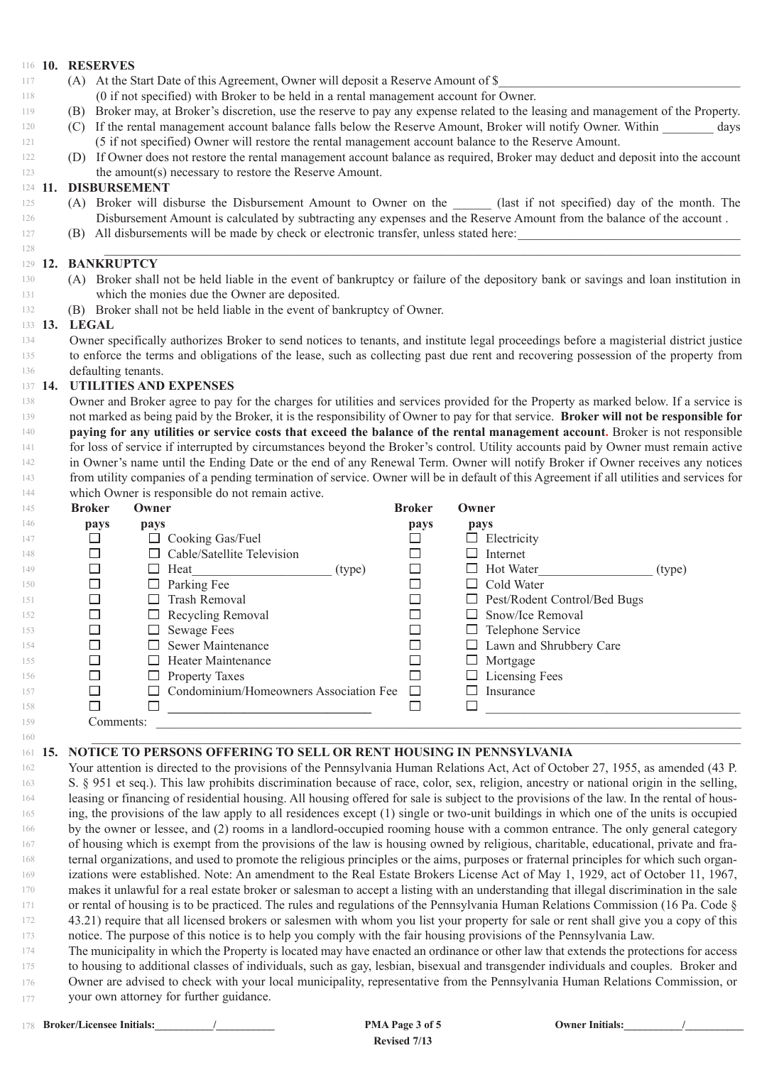## 10. RESERVES

(A) At the Start Date of this Agreement, Owner will deposit a Reserve Amount of $______________________________________ (0 if not specified) with Broker to be held in a rental management account for Owner.

(B) Broker may, at Broker's discretion, use the reserve to pay any expense related to the leasing and management of the Property.

(C) If the rental management account balance falls below the Reserve Amount, Broker will notify Owner. Within ________ days (5 if not specified) Owner will restore the rental management account balance to the Reserve Amount.

(D) If Owner does not restore the rental management account balance as required, Broker may deduct and deposit into the account the amount(s) necessary to restore the Reserve Amount.

## 11. DISBURSEMENT

(A) Broker will disburse the Disbursement Amount to Owner on the ______ (last if not specified) day of the month. The Disbursement Amount is calculated by subtracting any expenses and the Reserve Amount from the balance of the account .

(B) All disbursements will be made by check or electronic transfer, unless stated here:__________________________________

______________________________________________________________________________________________

## 12. BANKRUPTCY

(A) Broker shall not be held liable in the event of bankruptcy or failure of the depository bank or savings and loan institution in which the monies due the Owner are deposited.

(B) Broker shall not be held liable in the event of bankruptcy of Owner.

## 13. LEGAL

Owner specifically authorizes Broker to send notices to tenants, and institute legal proceedings before a magisterial district justice to enforce the terms and obligations of the lease, such as collecting past due rent and recovering possession of the property from defaulting tenants.

## 14. UTILITIES AND EXPENSES

Owner and Broker agree to pay for the charges for utilities and services provided for the Property as marked below. If a service is not marked as being paid by the Broker, it is the responsibility of Owner to pay for that service. **Broker will not be responsible for paying for any utilities or service costs that exceed the balance of the rental management account.** Broker is not responsible for loss of service if interrupted by circumstances beyond the Broker's control. Utility accounts paid by Owner must remain active in Owner's name until the Ending Date or the end of any Renewal Term. Owner will notify Broker if Owner receives any notices from utility companies of a pending termination of service. Owner will be in default of this Agreement if all utilities and services for which Owner is responsible do not remain active.

| Broker pays | Owner pays | | Broker pays | Owner pays | |
|---|---|---|---|---|---|
| ☐ | ☐ | Cooking Gas/Fuel | ☐ | ☐ | Electricity |
| ☐ | ☐ | Cable/Satellite Television | ☐ | ☐ | Internet |
| ☐ | ☐ | Heat____________________ (type) | ☐ | ☐ | Hot Water________________ (type) |
| ☐ | ☐ | Parking Fee | ☐ | ☐ | Cold Water |
| ☐ | ☐ | Trash Removal | ☐ | ☐ | Pest/Rodent Control/Bed Bugs |
| ☐ | ☐ | Recycling Removal | ☐ | ☐ | Snow/Ice Removal |
| ☐ | ☐ | Sewage Fees | ☐ | ☐ | Telephone Service |
| ☐ | ☐ | Sewer Maintenance | ☐ | ☐ | Lawn and Shrubbery Care |
| ☐ | ☐ | Heater Maintenance | ☐ | ☐ | Mortgage |
| ☐ | ☐ | Property Taxes | ☐ | ☐ | Licensing Fees |
| ☐ | ☐ | Condominium/Homeowners Association Fee | ☐ | ☐ | Insurance |
| ☐ | ☐ | ________________________________ | ☐ | ☐ | ________________________________ |

Comments: ______________________________________________________________________________________

______________________________________________________________________________________________

## 15. NOTICE TO PERSONS OFFERING TO SELL OR RENT HOUSING IN PENNSYLVANIA

Your attention is directed to the provisions of the Pennsylvania Human Relations Act, Act of October 27, 1955, as amended (43 P. S. § 951 et seq.). This law prohibits discrimination because of race, color, sex, religion, ancestry or national origin in the selling, leasing or financing of residential housing. All housing offered for sale is subject to the provisions of the law. In the rental of housing, the provisions of the law apply to all residences except (1) single or two-unit buildings in which one of the units is occupied by the owner or lessee, and (2) rooms in a landlord-occupied rooming house with a common entrance. The only general category of housing which is exempt from the provisions of the law is housing owned by religious, charitable, educational, private and fraternal organizations, and used to promote the religious principles or the aims, purposes or fraternal principles for which such organizations were established. Note: An amendment to the Real Estate Brokers License Act of May 1, 1929, act of October 11, 1967, makes it unlawful for a real estate broker or salesman to accept a listing with an understanding that illegal discrimination in the sale or rental of housing is to be practiced. The rules and regulations of the Pennsylvania Human Relations Commission (16 Pa. Code § 43.21) require that all licensed brokers or salesmen with whom you list your property for sale or rent shall give you a copy of this notice. The purpose of this notice is to help you comply with the fair housing provisions of the Pennsylvania Law.

The municipality in which the Property is located may have enacted an ordinance or other law that extends the protections for access to housing to additional classes of individuals, such as gay, lesbian, bisexual and transgender individuals and couples. Broker and Owner are advised to check with your local municipality, representative from the Pennsylvania Human Relations Commission, or your own attorney for further guidance.

**Broker/Licensee Initials:__________/__________** **Owner Initials:__________/__________**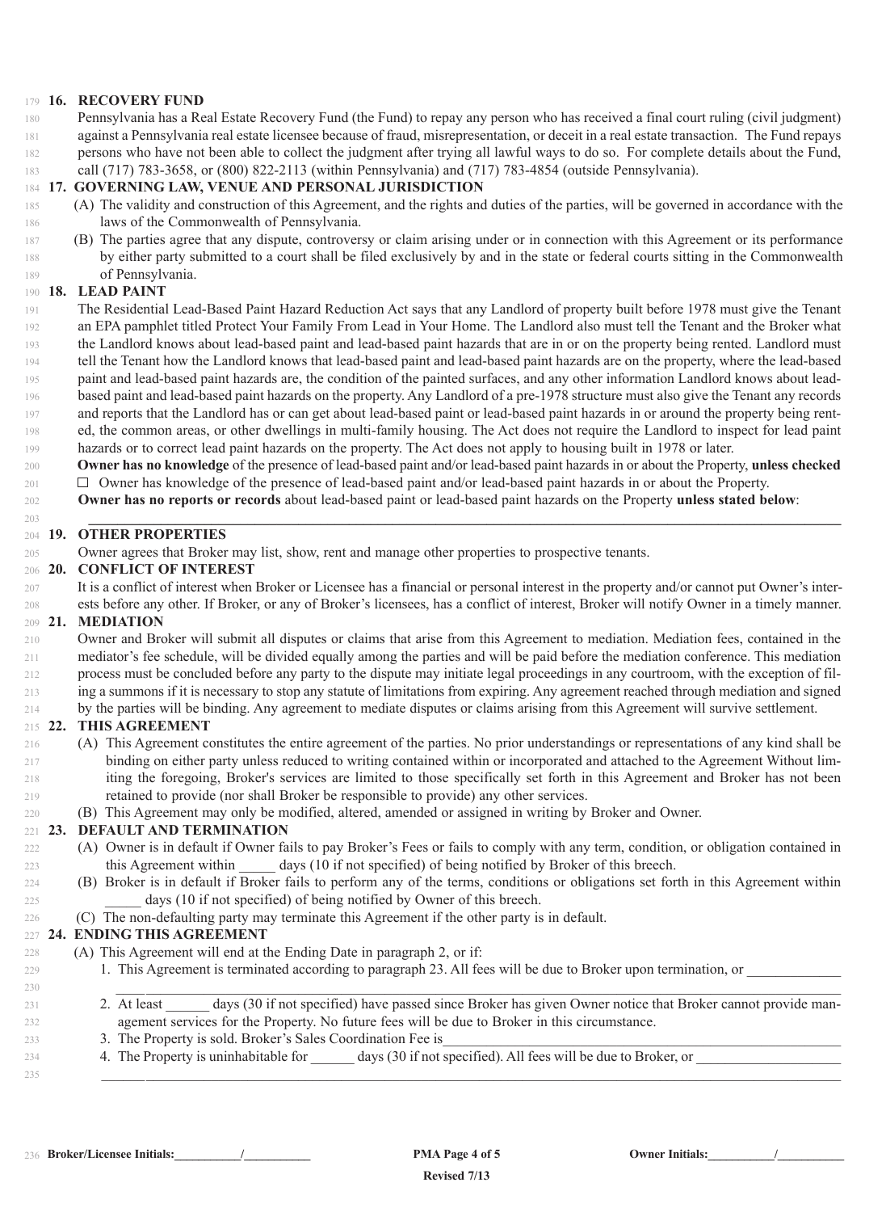**16. RECOVERY FUND**

Pennsylvania has a Real Estate Recovery Fund (the Fund) to repay any person who has received a final court ruling (civil judgment) against a Pennsylvania real estate licensee because of fraud, misrepresentation, or deceit in a real estate transaction. The Fund repays persons who have not been able to collect the judgment after trying all lawful ways to do so. For complete details about the Fund, call (717) 783-3658, or (800) 822-2113 (within Pennsylvania) and (717) 783-4854 (outside Pennsylvania).

**17. GOVERNING LAW, VENUE AND PERSONAL JURISDICTION**

(A) The validity and construction of this Agreement, and the rights and duties of the parties, will be governed in accordance with the laws of the Commonwealth of Pennsylvania.

(B) The parties agree that any dispute, controversy or claim arising under or in connection with this Agreement or its performance by either party submitted to a court shall be filed exclusively by and in the state or federal courts sitting in the Commonwealth of Pennsylvania.

**18. LEAD PAINT**

The Residential Lead-Based Paint Hazard Reduction Act says that any Landlord of property built before 1978 must give the Tenant an EPA pamphlet titled Protect Your Family From Lead in Your Home. The Landlord also must tell the Tenant and the Broker what the Landlord knows about lead-based paint and lead-based paint hazards that are in or on the property being rented. Landlord must tell the Tenant how the Landlord knows that lead-based paint and lead-based paint hazards are on the property, where the lead-based paint and lead-based paint hazards are, the condition of the painted surfaces, and any other information Landlord knows about lead-based paint and lead-based paint hazards on the property. Any Landlord of a pre-1978 structure must also give the Tenant any records and reports that the Landlord has or can get about lead-based paint or lead-based paint hazards in or around the property being rented, the common areas, or other dwellings in multi-family housing. The Act does not require the Landlord to inspect for lead paint hazards or to correct lead paint hazards on the property. The Act does not apply to housing built in 1978 or later.

**Owner has no knowledge** of the presence of lead-based paint and/or lead-based paint hazards in or about the Property, **unless checked**

☐ Owner has knowledge of the presence of lead-based paint and/or lead-based paint hazards in or about the Property.

**Owner has no reports or records** about lead-based paint or lead-based paint hazards on the Property **unless stated below**:

\_\_\_\_\_\_\_\_\_\_\_\_\_\_\_\_\_\_\_\_\_\_\_\_\_\_\_\_\_\_\_\_\_\_\_\_\_\_\_\_\_\_\_\_\_\_\_\_\_\_\_\_\_\_\_\_\_\_\_\_\_\_\_\_\_\_\_\_\_\_\_\_

**19. OTHER PROPERTIES**

Owner agrees that Broker may list, show, rent and manage other properties to prospective tenants.

**20. CONFLICT OF INTEREST**

It is a conflict of interest when Broker or Licensee has a financial or personal interest in the property and/or cannot put Owner's interests before any other. If Broker, or any of Broker's licensees, has a conflict of interest, Broker will notify Owner in a timely manner.

**21. MEDIATION**

Owner and Broker will submit all disputes or claims that arise from this Agreement to mediation. Mediation fees, contained in the mediator's fee schedule, will be divided equally among the parties and will be paid before the mediation conference. This mediation process must be concluded before any party to the dispute may initiate legal proceedings in any courtroom, with the exception of filing a summons if it is necessary to stop any statute of limitations from expiring. Any agreement reached through mediation and signed by the parties will be binding. Any agreement to mediate disputes or claims arising from this Agreement will survive settlement.

**22. THIS AGREEMENT**

(A) This Agreement constitutes the entire agreement of the parties. No prior understandings or representations of any kind shall be binding on either party unless reduced to writing contained within or incorporated and attached to the Agreement Without limiting the foregoing, Broker's services are limited to those specifically set forth in this Agreement and Broker has not been retained to provide (nor shall Broker be responsible to provide) any other services.

(B) This Agreement may only be modified, altered, amended or assigned in writing by Broker and Owner.

**23. DEFAULT AND TERMINATION**

(A) Owner is in default if Owner fails to pay Broker's Fees or fails to comply with any term, condition, or obligation contained in this Agreement within \_\_\_\_\_ days (10 if not specified) of being notified by Broker of this breech.

(B) Broker is in default if Broker fails to perform any of the terms, conditions or obligations set forth in this Agreement within \_\_\_\_\_ days (10 if not specified) of being notified by Owner of this breech.

(C) The non-defaulting party may terminate this Agreement if the other party is in default.

**24. ENDING THIS AGREEMENT**

(A) This Agreement will end at the Ending Date in paragraph 2, or if:

1. This Agreement is terminated according to paragraph 23. All fees will be due to Broker upon termination, or \_\_\_\_\_\_\_\_\_\_\_\_\_\_\_\_\_\_\_\_\_\_\_\_\_\_\_\_\_\_\_\_\_\_\_\_\_\_\_\_\_\_\_\_\_\_\_\_\_\_\_\_\_\_\_\_\_\_\_\_
2. At least \_\_\_\_\_\_ days (30 if not specified) have passed since Broker has given Owner notice that Broker cannot provide management services for the Property. No future fees will be due to Broker in this circumstance.
3. The Property is sold. Broker's Sales Coordination Fee is\_\_\_\_\_\_\_\_\_\_\_\_\_\_\_\_\_\_\_\_\_\_\_\_\_\_\_\_\_\_
4. The Property is uninhabitable for \_\_\_\_\_\_ days (30 if not specified). All fees will be due to Broker, or \_\_\_\_\_\_\_\_\_\_\_\_\_\_\_\_\_\_\_\_\_\_\_\_\_\_\_\_\_\_\_\_\_\_\_\_\_\_\_\_\_\_\_\_\_\_\_\_\_\_\_\_\_\_\_\_\_\_\_\_

**Broker/Licensee Initials:**\_\_\_\_\_\_\_\_\_\_\_/\_\_\_\_\_\_\_\_\_\_\_ **Owner Initials:**\_\_\_\_\_\_\_\_\_\_\_/\_\_\_\_\_\_\_\_\_\_\_

**Revised 7/13**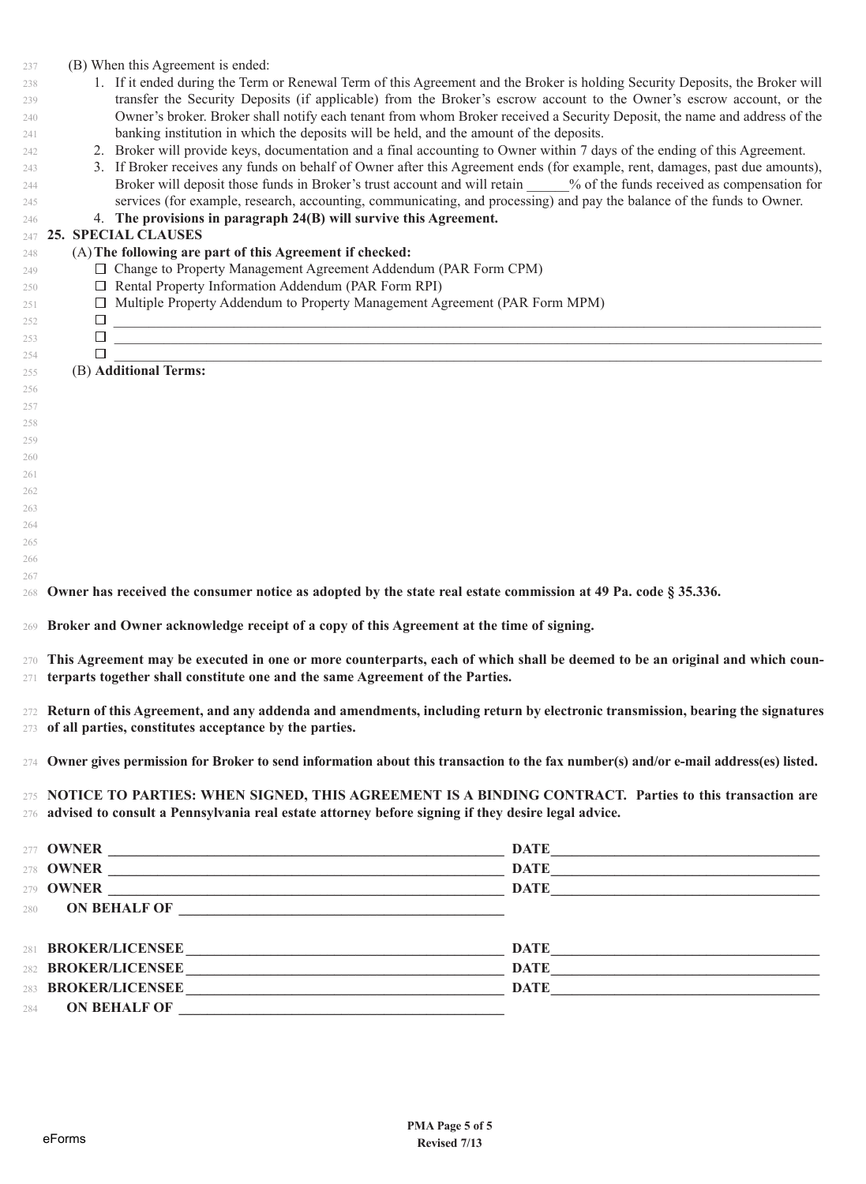(B) When this Agreement is ended:

1. If it ended during the Term or Renewal Term of this Agreement and the Broker is holding Security Deposits, the Broker will transfer the Security Deposits (if applicable) from the Broker's escrow account to the Owner's escrow account, or the Owner's broker. Broker shall notify each tenant from whom Broker received a Security Deposit, the name and address of the banking institution in which the deposits will be held, and the amount of the deposits.
2. Broker will provide keys, documentation and a final accounting to Owner within 7 days of the ending of this Agreement.
3. If Broker receives any funds on behalf of Owner after this Agreement ends (for example, rent, damages, past due amounts), Broker will deposit those funds in Broker's trust account and will retain ______% of the funds received as compensation for services (for example, research, accounting, communicating, and processing) and pay the balance of the funds to Owner.
4. **The provisions in paragraph 24(B) will survive this Agreement.**

**25. SPECIAL CLAUSES**

(A) **The following are part of this Agreement if checked:**

- ☐ Change to Property Management Agreement Addendum (PAR Form CPM)
- ☐ Rental Property Information Addendum (PAR Form RPI)
- ☐ Multiple Property Addendum to Property Management Agreement (PAR Form MPM)
- ☐ ______________________________
- ☐ ______________________________
- ☐ ______________________________

(B) **Additional Terms:**

**Owner has received the consumer notice as adopted by the state real estate commission at 49 Pa. code § 35.336.**

**Broker and Owner acknowledge receipt of a copy of this Agreement at the time of signing.**

**This Agreement may be executed in one or more counterparts, each of which shall be deemed to be an original and which counterparts together shall constitute one and the same Agreement of the Parties.**

**Return of this Agreement, and any addenda and amendments, including return by electronic transmission, bearing the signatures of all parties, constitutes acceptance by the parties.**

**Owner gives permission for Broker to send information about this transaction to the fax number(s) and/or e-mail address(es) listed.**

**NOTICE TO PARTIES: WHEN SIGNED, THIS AGREEMENT IS A BINDING CONTRACT. Parties to this transaction are advised to consult a Pennsylvania real estate attorney before signing if they desire legal advice.**

**OWNER** ______________________________ **DATE** ______________________

**OWNER** ______________________________ **DATE** ______________________

**OWNER** ______________________________ **DATE** ______________________

**ON BEHALF OF** ______________________________

**BROKER/LICENSEE** ______________________________ **DATE** ______________________

**BROKER/LICENSEE** ______________________________ **DATE** ______________________

**BROKER/LICENSEE** ______________________________ **DATE** ______________________

**ON BEHALF OF** ______________________________